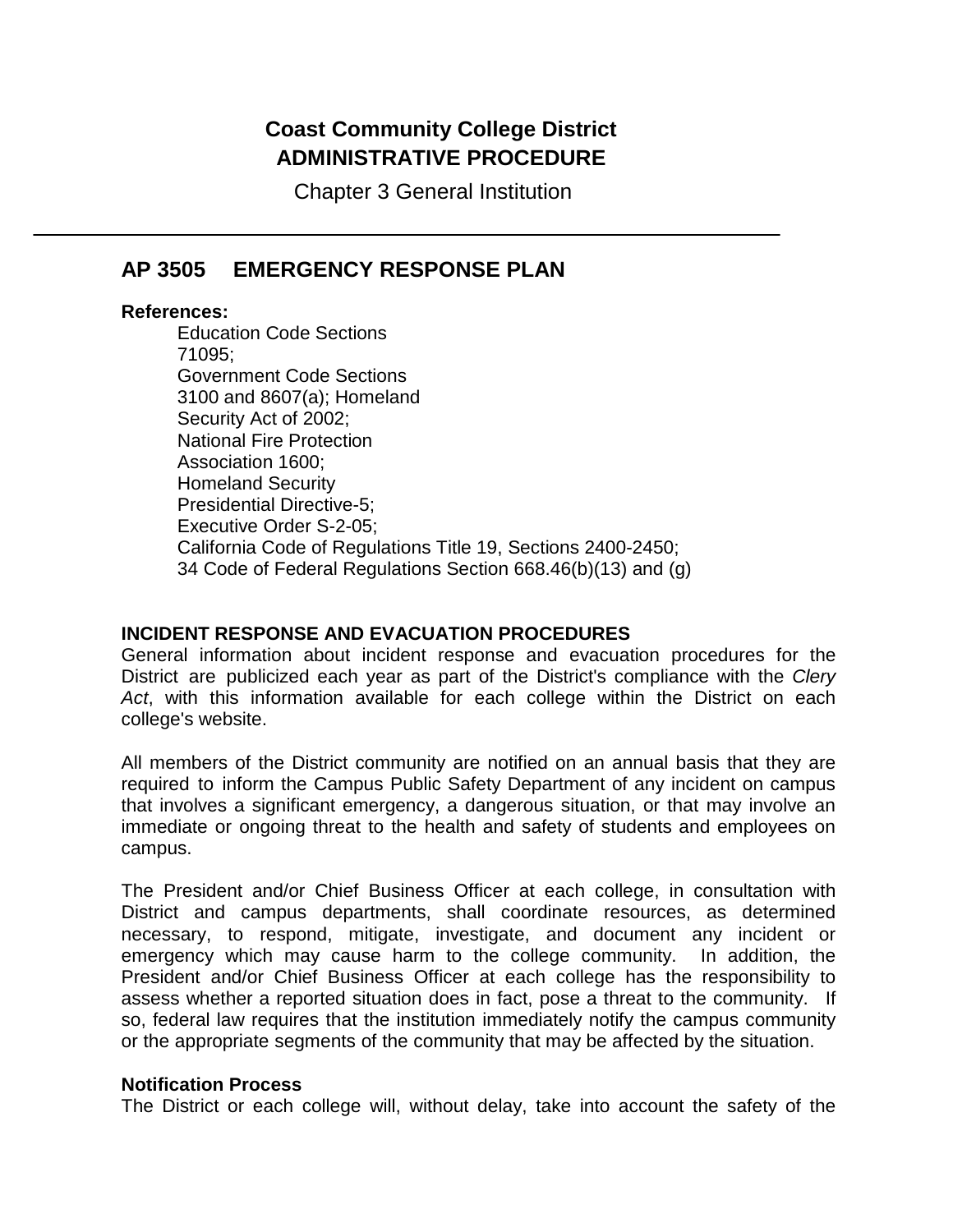# Coast Community College District
## ADMINISTRATIVE PROCEDURE

Chapter 3 General Institution

---

## AP 3505 EMERGENCY RESPONSE PLAN

**References:**

Education Code Sections 71095;
Government Code Sections 3100 and 8607(a); Homeland Security Act of 2002;
National Fire Protection Association 1600;
Homeland Security Presidential Directive-5;
Executive Order S-2-05;
California Code of Regulations Title 19, Sections 2400-2450;
34 Code of Federal Regulations Section 668.46(b)(13) and (g)

### INCIDENT RESPONSE AND EVACUATION PROCEDURES

General information about incident response and evacuation procedures for the District are publicized each year as part of the District's compliance with the *Clery Act*, with this information available for each college within the District on each college's website.

All members of the District community are notified on an annual basis that they are required to inform the Campus Public Safety Department of any incident on campus that involves a significant emergency, a dangerous situation, or that may involve an immediate or ongoing threat to the health and safety of students and employees on campus.

The President and/or Chief Business Officer at each college, in consultation with District and campus departments, shall coordinate resources, as determined necessary, to respond, mitigate, investigate, and document any incident or emergency which may cause harm to the college community. In addition, the President and/or Chief Business Officer at each college has the responsibility to assess whether a reported situation does in fact, pose a threat to the community. If so, federal law requires that the institution immediately notify the campus community or the appropriate segments of the community that may be affected by the situation.

**Notification Process**

The District or each college will, without delay, take into account the safety of the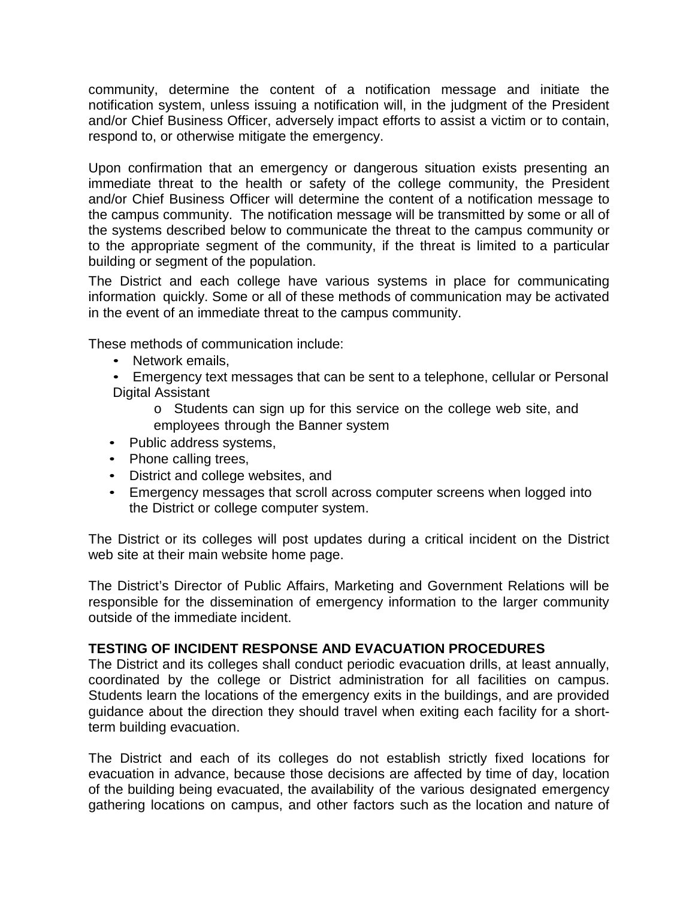community, determine the content of a notification message and initiate the notification system, unless issuing a notification will, in the judgment of the President and/or Chief Business Officer, adversely impact efforts to assist a victim or to contain, respond to, or otherwise mitigate the emergency.

Upon confirmation that an emergency or dangerous situation exists presenting an immediate threat to the health or safety of the college community, the President and/or Chief Business Officer will determine the content of a notification message to the campus community. The notification message will be transmitted by some or all of the systems described below to communicate the threat to the campus community or to the appropriate segment of the community, if the threat is limited to a particular building or segment of the population.

The District and each college have various systems in place for communicating information quickly. Some or all of these methods of communication may be activated in the event of an immediate threat to the campus community.

These methods of communication include:

- Network emails,
- Emergency text messages that can be sent to a telephone, cellular or Personal Digital Assistant
  - Students can sign up for this service on the college web site, and employees through the Banner system
- Public address systems,
- Phone calling trees,
- District and college websites, and
- Emergency messages that scroll across computer screens when logged into the District or college computer system.

The District or its colleges will post updates during a critical incident on the District web site at their main website home page.

The District's Director of Public Affairs, Marketing and Government Relations will be responsible for the dissemination of emergency information to the larger community outside of the immediate incident.

**TESTING OF INCIDENT RESPONSE AND EVACUATION PROCEDURES**

The District and its colleges shall conduct periodic evacuation drills, at least annually, coordinated by the college or District administration for all facilities on campus. Students learn the locations of the emergency exits in the buildings, and are provided guidance about the direction they should travel when exiting each facility for a short-term building evacuation.

The District and each of its colleges do not establish strictly fixed locations for evacuation in advance, because those decisions are affected by time of day, location of the building being evacuated, the availability of the various designated emergency gathering locations on campus, and other factors such as the location and nature of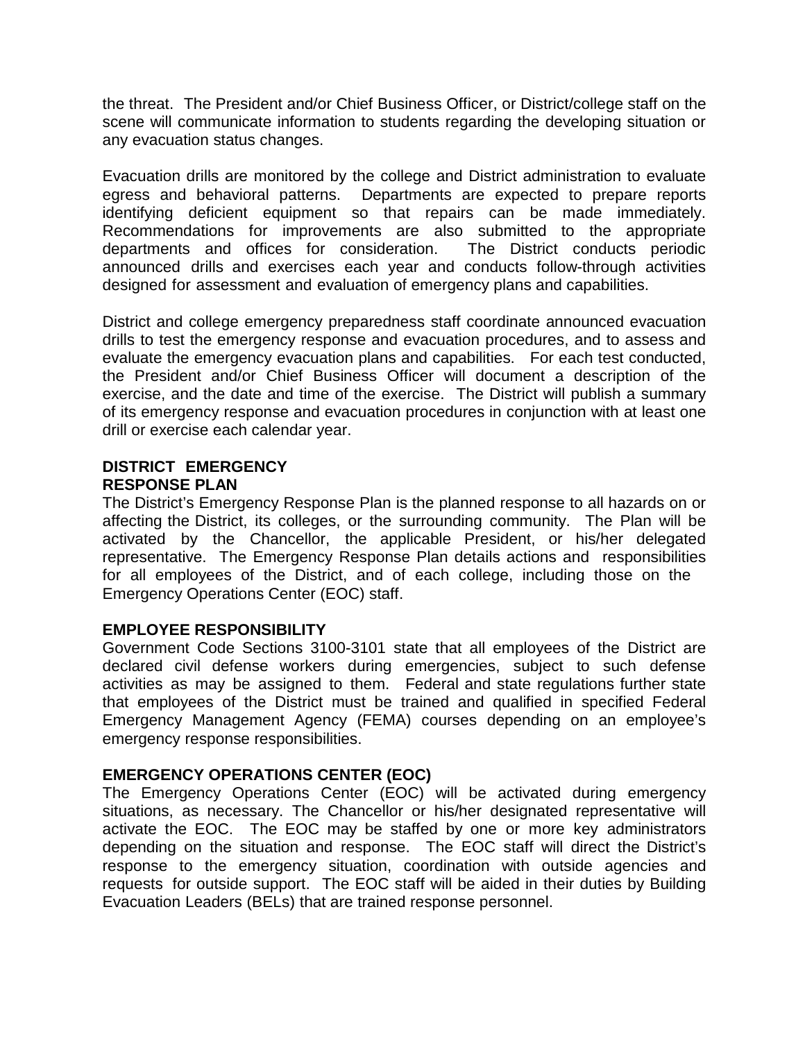the threat. The President and/or Chief Business Officer, or District/college staff on the scene will communicate information to students regarding the developing situation or any evacuation status changes.

Evacuation drills are monitored by the college and District administration to evaluate egress and behavioral patterns. Departments are expected to prepare reports identifying deficient equipment so that repairs can be made immediately. Recommendations for improvements are also submitted to the appropriate departments and offices for consideration. The District conducts periodic announced drills and exercises each year and conducts follow-through activities designed for assessment and evaluation of emergency plans and capabilities.

District and college emergency preparedness staff coordinate announced evacuation drills to test the emergency response and evacuation procedures, and to assess and evaluate the emergency evacuation plans and capabilities. For each test conducted, the President and/or Chief Business Officer will document a description of the exercise, and the date and time of the exercise. The District will publish a summary of its emergency response and evacuation procedures in conjunction with at least one drill or exercise each calendar year.

## DISTRICT EMERGENCY RESPONSE PLAN

The District's Emergency Response Plan is the planned response to all hazards on or affecting the District, its colleges, or the surrounding community. The Plan will be activated by the Chancellor, the applicable President, or his/her delegated representative. The Emergency Response Plan details actions and responsibilities for all employees of the District, and of each college, including those on the Emergency Operations Center (EOC) staff.

## EMPLOYEE RESPONSIBILITY

Government Code Sections 3100-3101 state that all employees of the District are declared civil defense workers during emergencies, subject to such defense activities as may be assigned to them. Federal and state regulations further state that employees of the District must be trained and qualified in specified Federal Emergency Management Agency (FEMA) courses depending on an employee's emergency response responsibilities.

## EMERGENCY OPERATIONS CENTER (EOC)

The Emergency Operations Center (EOC) will be activated during emergency situations, as necessary. The Chancellor or his/her designated representative will activate the EOC. The EOC may be staffed by one or more key administrators depending on the situation and response. The EOC staff will direct the District's response to the emergency situation, coordination with outside agencies and requests for outside support. The EOC staff will be aided in their duties by Building Evacuation Leaders (BELs) that are trained response personnel.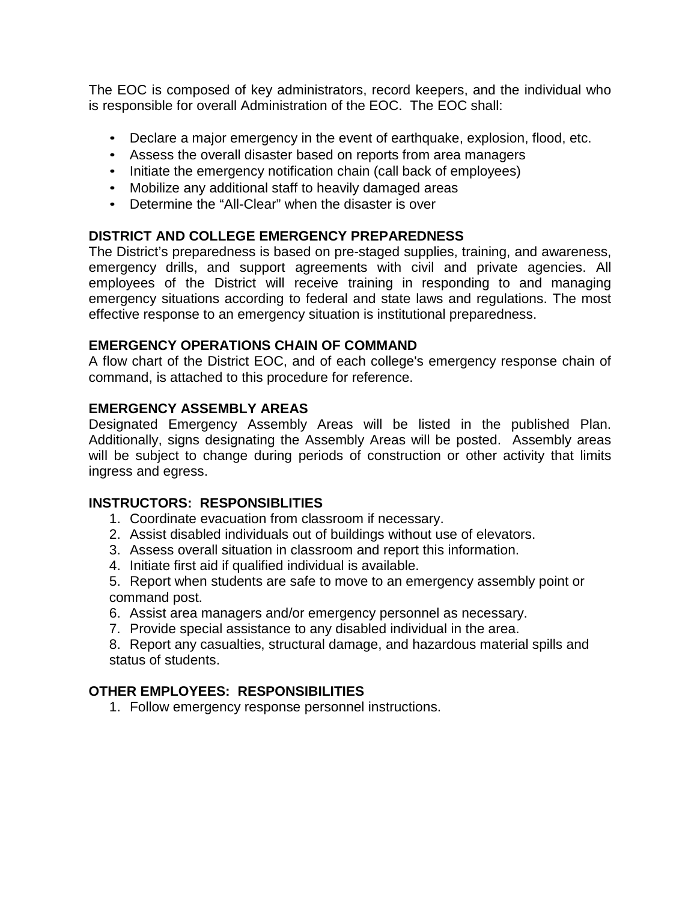The EOC is composed of key administrators, record keepers, and the individual who is responsible for overall Administration of the EOC. The EOC shall:

- Declare a major emergency in the event of earthquake, explosion, flood, etc.
- Assess the overall disaster based on reports from area managers
- Initiate the emergency notification chain (call back of employees)
- Mobilize any additional staff to heavily damaged areas
- Determine the "All-Clear" when the disaster is over

### DISTRICT AND COLLEGE EMERGENCY PREPAREDNESS

The District's preparedness is based on pre-staged supplies, training, and awareness, emergency drills, and support agreements with civil and private agencies. All employees of the District will receive training in responding to and managing emergency situations according to federal and state laws and regulations. The most effective response to an emergency situation is institutional preparedness.

### EMERGENCY OPERATIONS CHAIN OF COMMAND

A flow chart of the District EOC, and of each college's emergency response chain of command, is attached to this procedure for reference.

### EMERGENCY ASSEMBLY AREAS

Designated Emergency Assembly Areas will be listed in the published Plan. Additionally, signs designating the Assembly Areas will be posted. Assembly areas will be subject to change during periods of construction or other activity that limits ingress and egress.

### INSTRUCTORS: RESPONSIBLITIES

1. Coordinate evacuation from classroom if necessary.
2. Assist disabled individuals out of buildings without use of elevators.
3. Assess overall situation in classroom and report this information.
4. Initiate first aid if qualified individual is available.
5. Report when students are safe to move to an emergency assembly point or command post.
6. Assist area managers and/or emergency personnel as necessary.
7. Provide special assistance to any disabled individual in the area.
8. Report any casualties, structural damage, and hazardous material spills and status of students.

### OTHER EMPLOYEES: RESPONSIBILITIES

1. Follow emergency response personnel instructions.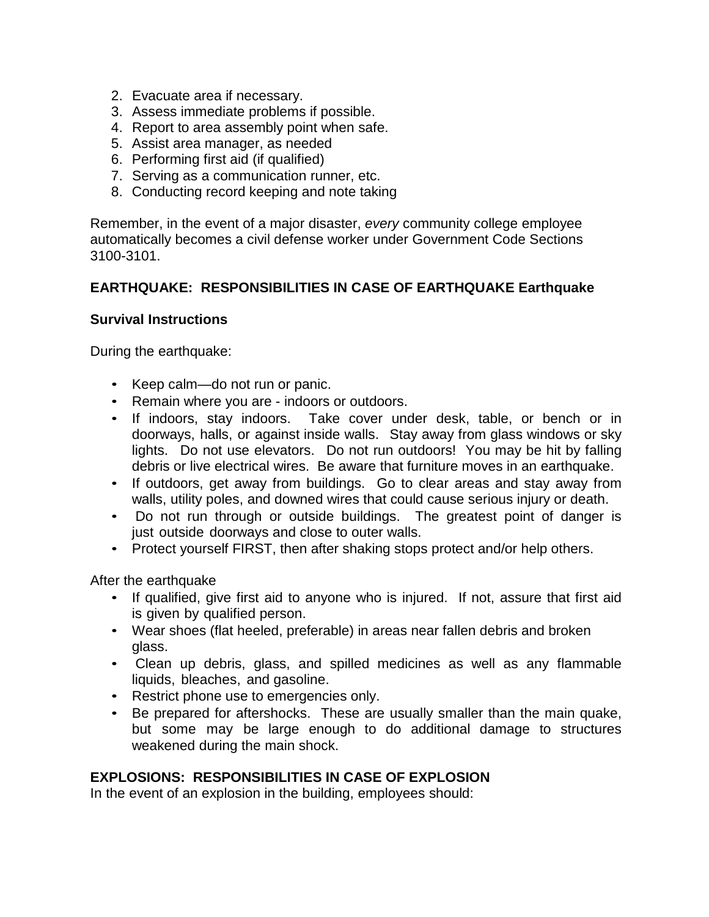2. Evacuate area if necessary.
3. Assess immediate problems if possible.
4. Report to area assembly point when safe.
5. Assist area manager, as needed
6. Performing first aid (if qualified)
7. Serving as a communication runner, etc.
8. Conducting record keeping and note taking

Remember, in the event of a major disaster, *every* community college employee automatically becomes a civil defense worker under Government Code Sections 3100-3101.

**EARTHQUAKE: RESPONSIBILITIES IN CASE OF EARTHQUAKE Earthquake**

**Survival Instructions**

During the earthquake:

- Keep calm—do not run or panic.
- Remain where you are - indoors or outdoors.
- If indoors, stay indoors. Take cover under desk, table, or bench or in doorways, halls, or against inside walls. Stay away from glass windows or sky lights. Do not use elevators. Do not run outdoors! You may be hit by falling debris or live electrical wires. Be aware that furniture moves in an earthquake.
- If outdoors, get away from buildings. Go to clear areas and stay away from walls, utility poles, and downed wires that could cause serious injury or death.
- Do not run through or outside buildings. The greatest point of danger is just outside doorways and close to outer walls.
- Protect yourself FIRST, then after shaking stops protect and/or help others.

After the earthquake

- If qualified, give first aid to anyone who is injured. If not, assure that first aid is given by qualified person.
- Wear shoes (flat heeled, preferable) in areas near fallen debris and broken glass.
- Clean up debris, glass, and spilled medicines as well as any flammable liquids, bleaches, and gasoline.
- Restrict phone use to emergencies only.
- Be prepared for aftershocks. These are usually smaller than the main quake, but some may be large enough to do additional damage to structures weakened during the main shock.

**EXPLOSIONS: RESPONSIBILITIES IN CASE OF EXPLOSION**

In the event of an explosion in the building, employees should: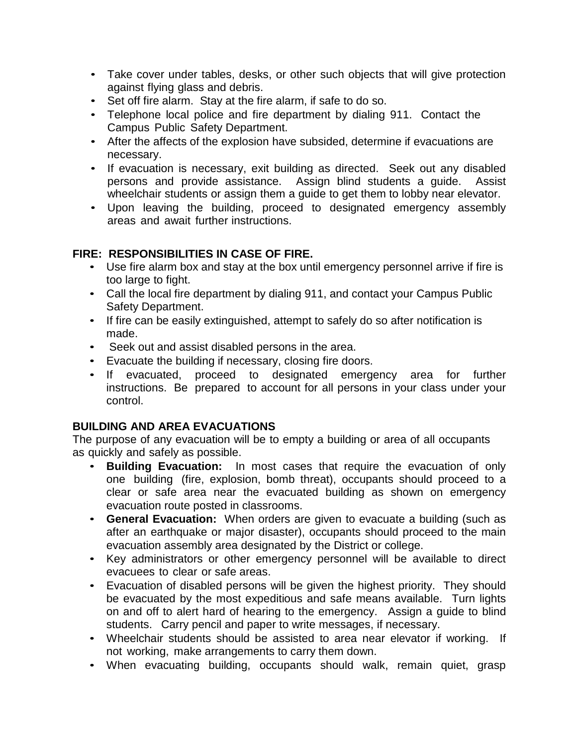- Take cover under tables, desks, or other such objects that will give protection against flying glass and debris.
- Set off fire alarm. Stay at the fire alarm, if safe to do so.
- Telephone local police and fire department by dialing 911. Contact the Campus Public Safety Department.
- After the affects of the explosion have subsided, determine if evacuations are necessary.
- If evacuation is necessary, exit building as directed. Seek out any disabled persons and provide assistance. Assign blind students a guide. Assist wheelchair students or assign them a guide to get them to lobby near elevator.
- Upon leaving the building, proceed to designated emergency assembly areas and await further instructions.

**FIRE: RESPONSIBILITIES IN CASE OF FIRE.**

- Use fire alarm box and stay at the box until emergency personnel arrive if fire is too large to fight.
- Call the local fire department by dialing 911, and contact your Campus Public Safety Department.
- If fire can be easily extinguished, attempt to safely do so after notification is made.
- Seek out and assist disabled persons in the area.
- Evacuate the building if necessary, closing fire doors.
- If evacuated, proceed to designated emergency area for further instructions. Be prepared to account for all persons in your class under your control.

**BUILDING AND AREA EVACUATIONS**

The purpose of any evacuation will be to empty a building or area of all occupants as quickly and safely as possible.

- **Building Evacuation:** In most cases that require the evacuation of only one building (fire, explosion, bomb threat), occupants should proceed to a clear or safe area near the evacuated building as shown on emergency evacuation route posted in classrooms.
- **General Evacuation:** When orders are given to evacuate a building (such as after an earthquake or major disaster), occupants should proceed to the main evacuation assembly area designated by the District or college.
- Key administrators or other emergency personnel will be available to direct evacuees to clear or safe areas.
- Evacuation of disabled persons will be given the highest priority. They should be evacuated by the most expeditious and safe means available. Turn lights on and off to alert hard of hearing to the emergency. Assign a guide to blind students. Carry pencil and paper to write messages, if necessary.
- Wheelchair students should be assisted to area near elevator if working. If not working, make arrangements to carry them down.
- When evacuating building, occupants should walk, remain quiet, grasp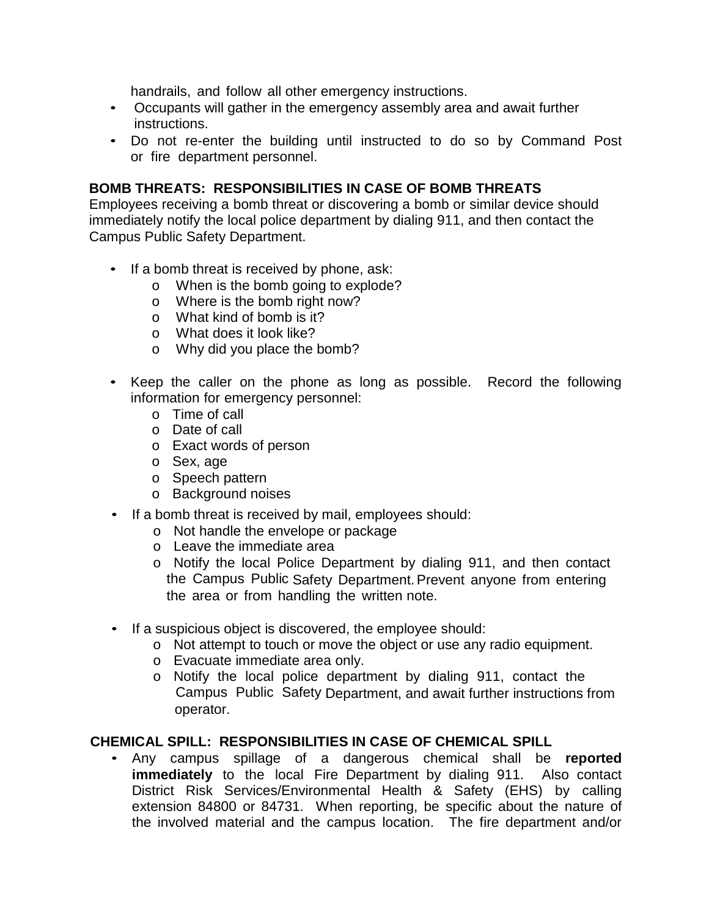handrails, and follow all other emergency instructions.

- Occupants will gather in the emergency assembly area and await further instructions.
- Do not re-enter the building until instructed to do so by Command Post or fire department personnel.

**BOMB THREATS: RESPONSIBILITIES IN CASE OF BOMB THREATS**

Employees receiving a bomb threat or discovering a bomb or similar device should immediately notify the local police department by dialing 911, and then contact the Campus Public Safety Department.

- If a bomb threat is received by phone, ask:
    - When is the bomb going to explode?
    - Where is the bomb right now?
    - What kind of bomb is it?
    - What does it look like?
    - Why did you place the bomb?

- Keep the caller on the phone as long as possible. Record the following information for emergency personnel:
    - Time of call
    - Date of call
    - Exact words of person
    - Sex, age
    - Speech pattern
    - Background noises
- If a bomb threat is received by mail, employees should:
    - Not handle the envelope or package
    - Leave the immediate area
    - Notify the local Police Department by dialing 911, and then contact the Campus Public Safety Department. Prevent anyone from entering the area or from handling the written note.

- If a suspicious object is discovered, the employee should:
    - Not attempt to touch or move the object or use any radio equipment.
    - Evacuate immediate area only.
    - Notify the local police department by dialing 911, contact the Campus Public Safety Department, and await further instructions from operator.

**CHEMICAL SPILL: RESPONSIBILITIES IN CASE OF CHEMICAL SPILL**

- Any campus spillage of a dangerous chemical shall be **reported immediately** to the local Fire Department by dialing 911. Also contact District Risk Services/Environmental Health & Safety (EHS) by calling extension 84800 or 84731. When reporting, be specific about the nature of the involved material and the campus location. The fire department and/or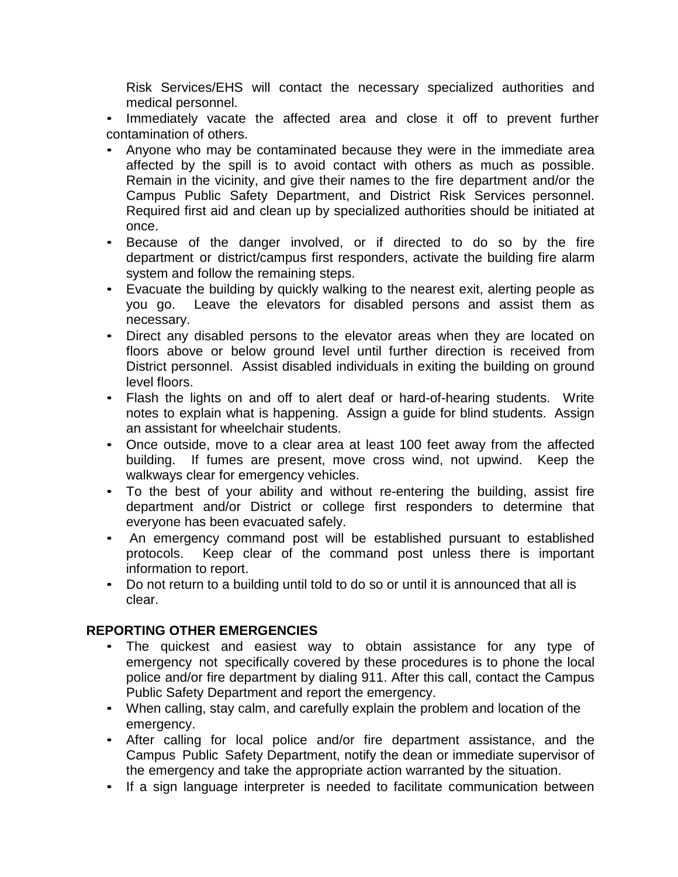Risk Services/EHS will contact the necessary specialized authorities and medical personnel.

- Immediately vacate the affected area and close it off to prevent further contamination of others.
- Anyone who may be contaminated because they were in the immediate area affected by the spill is to avoid contact with others as much as possible. Remain in the vicinity, and give their names to the fire department and/or the Campus Public Safety Department, and District Risk Services personnel. Required first aid and clean up by specialized authorities should be initiated at once.
- Because of the danger involved, or if directed to do so by the fire department or district/campus first responders, activate the building fire alarm system and follow the remaining steps.
- Evacuate the building by quickly walking to the nearest exit, alerting people as you go. Leave the elevators for disabled persons and assist them as necessary.
- Direct any disabled persons to the elevator areas when they are located on floors above or below ground level until further direction is received from District personnel. Assist disabled individuals in exiting the building on ground level floors.
- Flash the lights on and off to alert deaf or hard-of-hearing students. Write notes to explain what is happening. Assign a guide for blind students. Assign an assistant for wheelchair students.
- Once outside, move to a clear area at least 100 feet away from the affected building. If fumes are present, move cross wind, not upwind. Keep the walkways clear for emergency vehicles.
- To the best of your ability and without re-entering the building, assist fire department and/or District or college first responders to determine that everyone has been evacuated safely.
- An emergency command post will be established pursuant to established protocols. Keep clear of the command post unless there is important information to report.
- Do not return to a building until told to do so or until it is announced that all is clear.

**REPORTING OTHER EMERGENCIES**

- The quickest and easiest way to obtain assistance for any type of emergency not specifically covered by these procedures is to phone the local police and/or fire department by dialing 911. After this call, contact the Campus Public Safety Department and report the emergency.
- When calling, stay calm, and carefully explain the problem and location of the emergency.
- After calling for local police and/or fire department assistance, and the Campus Public Safety Department, notify the dean or immediate supervisor of the emergency and take the appropriate action warranted by the situation.
- If a sign language interpreter is needed to facilitate communication between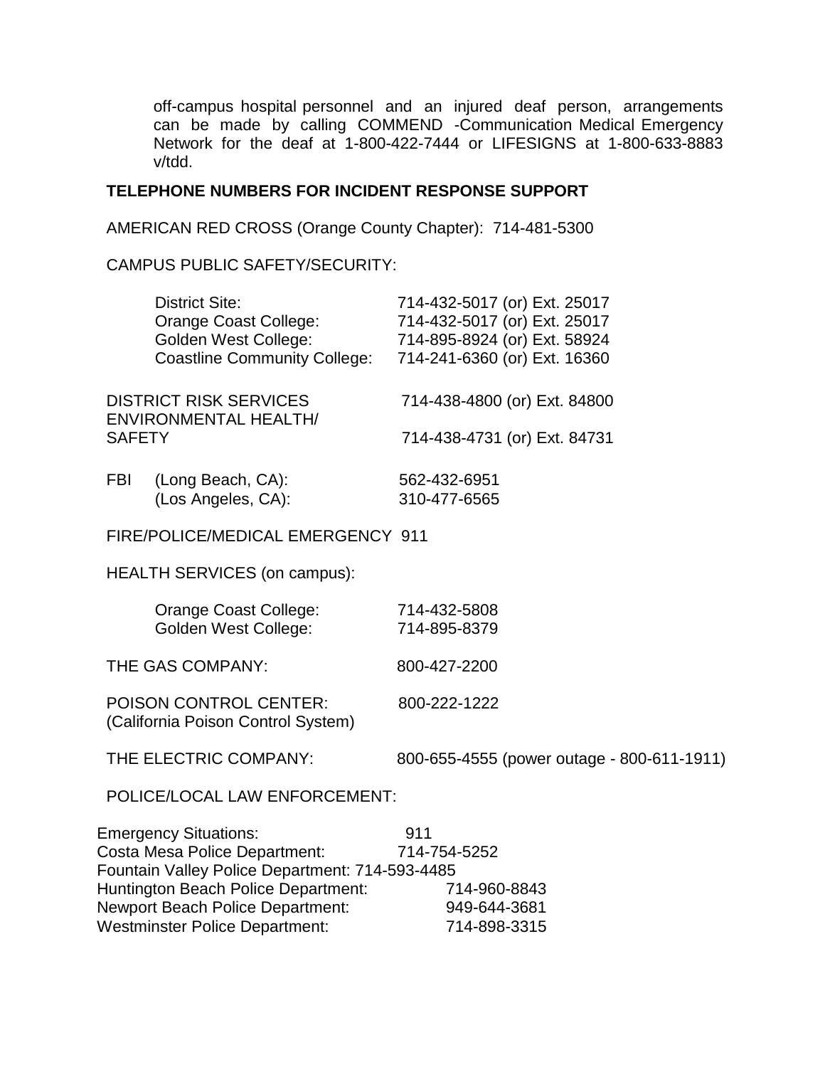off-campus hospital personnel and an injured deaf person, arrangements can be made by calling COMMEND -Communication Medical Emergency Network for the deaf at 1-800-422-7444 or LIFESIGNS at 1-800-633-8883 v/tdd.

**TELEPHONE NUMBERS FOR INCIDENT RESPONSE SUPPORT**

AMERICAN RED CROSS (Orange County Chapter): 714-481-5300

CAMPUS PUBLIC SAFETY/SECURITY:

| | |
|---|---|
| District Site: | 714-432-5017 (or) Ext. 25017 |
| Orange Coast College: | 714-432-5017 (or) Ext. 25017 |
| Golden West College: | 714-895-8924 (or) Ext. 58924 |
| Coastline Community College: | 714-241-6360 (or) Ext. 16360 |

| | |
|---|---|
| DISTRICT RISK SERVICES | 714-438-4800 (or) Ext. 84800 |
| ENVIRONMENTAL HEALTH/ SAFETY | 714-438-4731 (or) Ext. 84731 |

| | | |
|---|---|---|
| FBI | (Long Beach, CA): | 562-432-6951 |
| | (Los Angeles, CA): | 310-477-6565 |

FIRE/POLICE/MEDICAL EMERGENCY 911

HEALTH SERVICES (on campus):

| | |
|---|---|
| Orange Coast College: | 714-432-5808 |
| Golden West College: | 714-895-8379 |

| | |
|---|---|
| THE GAS COMPANY: | 800-427-2200 |
| POISON CONTROL CENTER: (California Poison Control System) | 800-222-1222 |
| THE ELECTRIC COMPANY: | 800-655-4555 (power outage - 800-611-1911) |

POLICE/LOCAL LAW ENFORCEMENT:

| | |
|---|---|
| Emergency Situations: | 911 |
| Costa Mesa Police Department: | 714-754-5252 |
| Fountain Valley Police Department: | 714-593-4485 |
| Huntington Beach Police Department: | 714-960-8843 |
| Newport Beach Police Department: | 949-644-3681 |
| Westminster Police Department: | 714-898-3315 |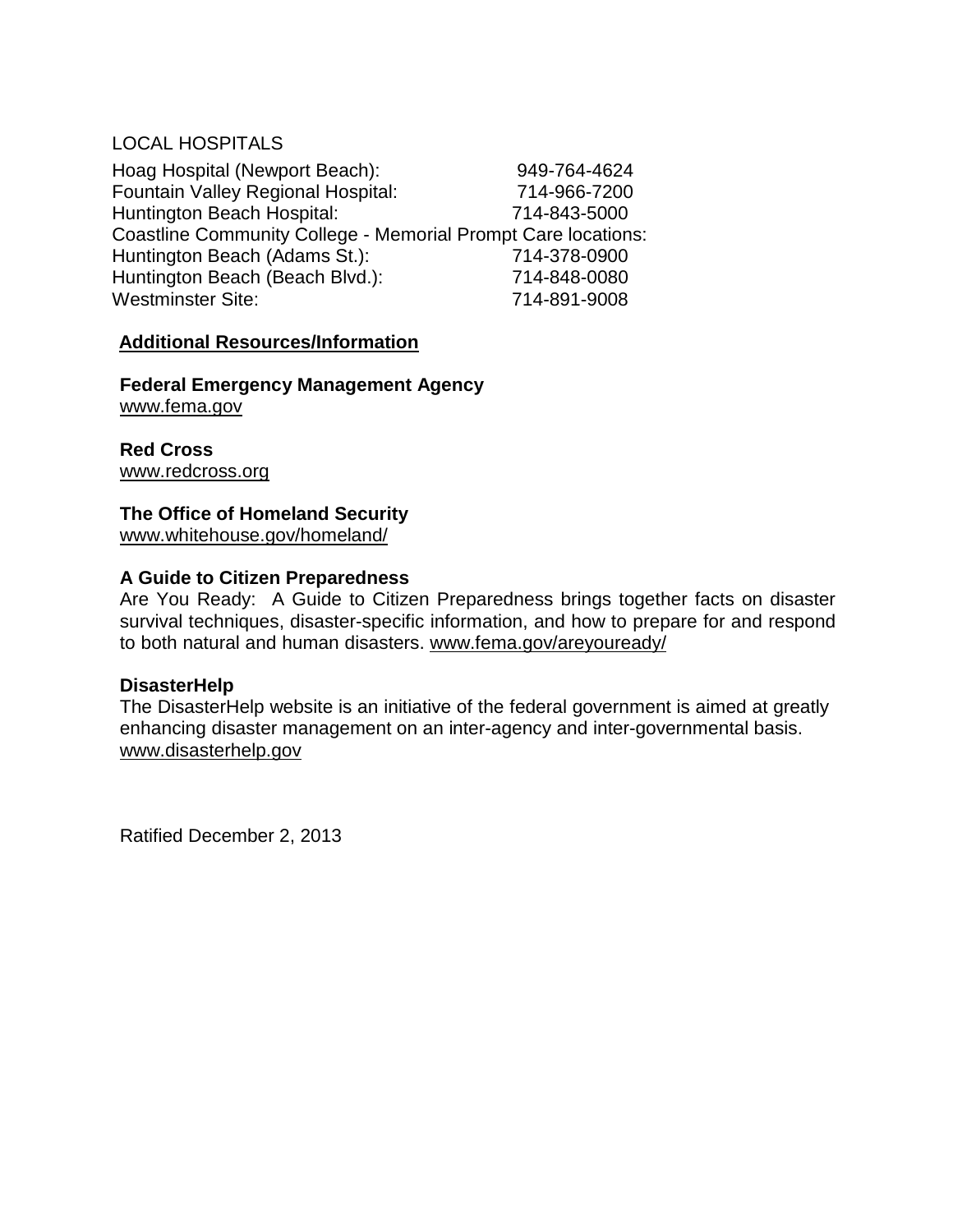LOCAL HOSPITALS

| | |
|---|---|
| Hoag Hospital (Newport Beach): | 949-764-4624 |
| Fountain Valley Regional Hospital: | 714-966-7200 |
| Huntington Beach Hospital: | 714-843-5000 |
| Coastline Community College - Memorial Prompt Care locations: | |
| Huntington Beach (Adams St.): | 714-378-0900 |
| Huntington Beach (Beach Blvd.): | 714-848-0080 |
| Westminster Site: | 714-891-9008 |

**Additional Resources/Information**

**Federal Emergency Management Agency**
www.fema.gov

**Red Cross**
www.redcross.org

**The Office of Homeland Security**
www.whitehouse.gov/homeland/

**A Guide to Citizen Preparedness**
Are You Ready: A Guide to Citizen Preparedness brings together facts on disaster survival techniques, disaster-specific information, and how to prepare for and respond to both natural and human disasters. www.fema.gov/areyouready/

**DisasterHelp**
The DisasterHelp website is an initiative of the federal government is aimed at greatly enhancing disaster management on an inter-agency and inter-governmental basis. www.disasterhelp.gov

Ratified December 2, 2013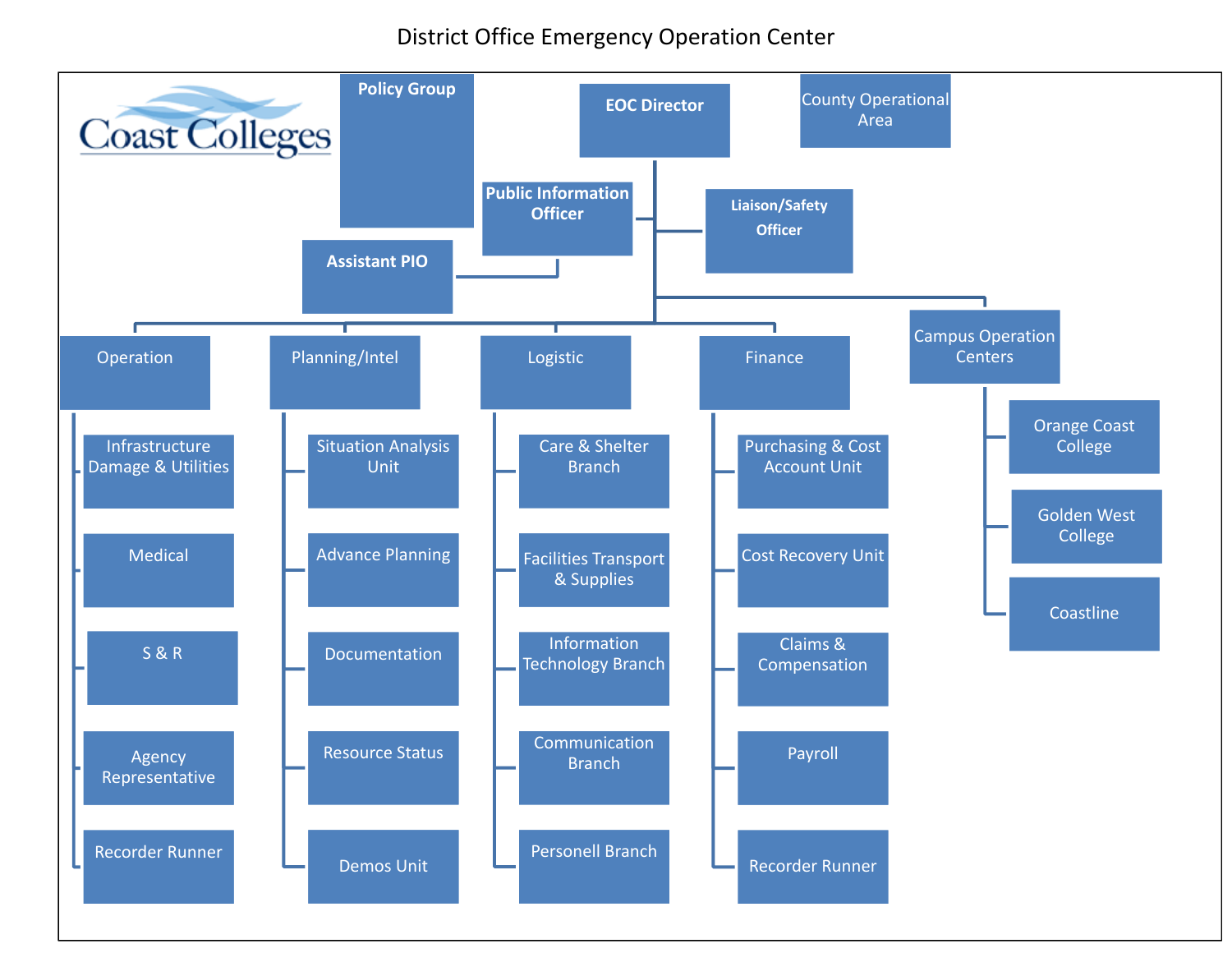# District Office Emergency Operation Center

Coast Colleges

- Policy Group
- EOC Director
- County Operational Area
- Public Information Officer
  - Assistant PIO
- Liaison/Safety Officer

**Operation**
- Infrastructure Damage & Utilities
- Medical
- S & R
- Agency Representative
- Recorder Runner

**Planning/Intel**
- Situation Analysis Unit
- Advance Planning
- Documentation
- Resource Status
- Demos Unit

**Logistic**
- Care & Shelter Branch
- Facilities Transport & Supplies
- Information Technology Branch
- Communication Branch
- Personell Branch

**Finance**
- Purchasing & Cost Account Unit
- Cost Recovery Unit
- Claims & Compensation
- Payroll
- Recorder Runner

**Campus Operation Centers**
- Orange Coast College
- Golden West College
- Coastline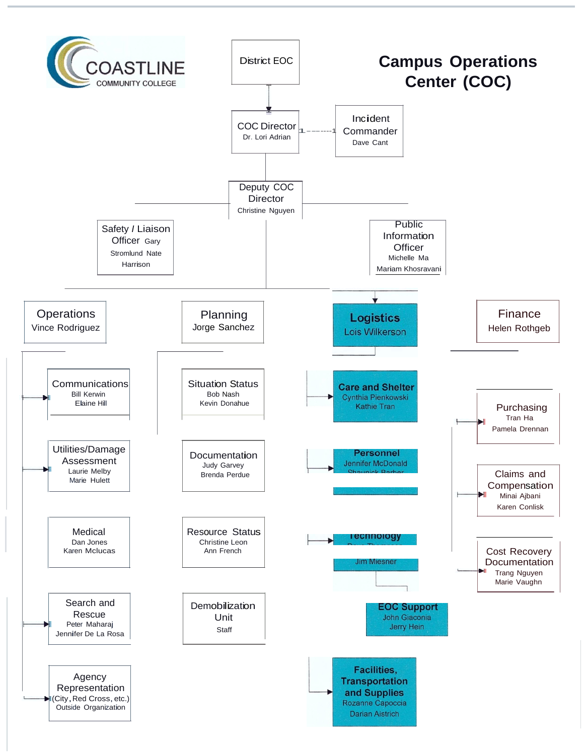# Campus Operations Center (COC)

COASTLINE COMMUNITY COLLEGE

- **District EOC**
  - **COC Director** — Dr. Lori Adrian
    - **Incident Commander** — Dave Cant
    - **Deputy COC Director** — Christine Nguyen
      - **Safety / Liaison Officer** — Gary Stromlund, Nate Harrison
      - **Public Information Officer** — Michelle Ma, Mariam Khosravani
      - **Operations** — Vince Rodriguez
        - Communications — Bill Kerwin, Elaine Hill
        - Utilities/Damage Assessment — Laurie Melby, Marie Hulett
        - Medical — Dan Jones, Karen Mclucas
        - Search and Rescue — Peter Maharaj, Jennifer De La Rosa
        - Agency Representation (City, Red Cross, etc.) Outside Organization
      - **Planning** — Jorge Sanchez
        - Situation Status — Bob Nash, Kevin Donahue
        - Documentation — Judy Garvey, Brenda Perdue
        - Resource Status — Christine Leon, Ann French
        - Demobilization Unit — Staff
      - **Logistics** — Lois Wilkerson
        - Care and Shelter — Cynthia Pienkowski, Kathie Tran
        - Personnel — Jennifer McDonald, Shaunick Barber
        - Technology — Dave Thompson, Jim Miesner
        - EOC Support — John Giaconia, Jerry Hein
        - Facilities, Transportation and Supplies — Rozanne Capoccia, Darian Aistrich
      - **Finance** — Helen Rothgeb
        - Purchasing — Tran Ha, Pamela Drennan
        - Claims and Compensation — Minai Ajbani, Karen Conlisk
        - Cost Recovery Documentation — Trang Nguyen, Marie Vaughn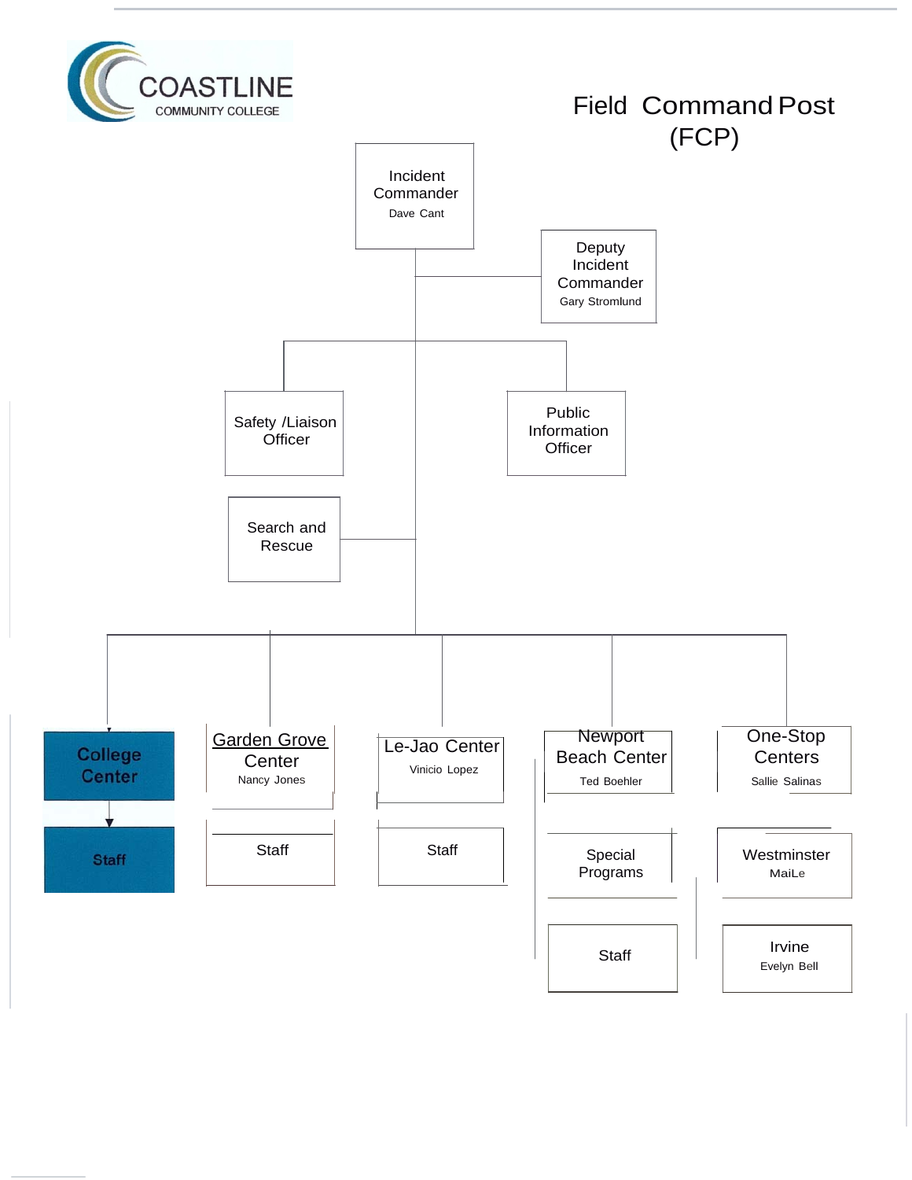COASTLINE COMMUNITY COLLEGE

# Field Command Post (FCP)

- **Incident Commander** – Dave Cant
  - **Deputy Incident Commander** – Gary Stromlund
  - **Safety /Liaison Officer**
  - **Public Information Officer**
  - **Search and Rescue**
  - **College Center**
    - Staff
  - **Garden Grove Center** – Nancy Jones
    - Staff
  - **Le-Jao Center** – Vinicio Lopez
    - Staff
  - **Newport Beach Center** – Ted Boehler
    - Special Programs
    - Staff
  - **One-Stop Centers** – Sallie Salinas
    - Westminster – MaiLe
    - Irvine – Evelyn Bell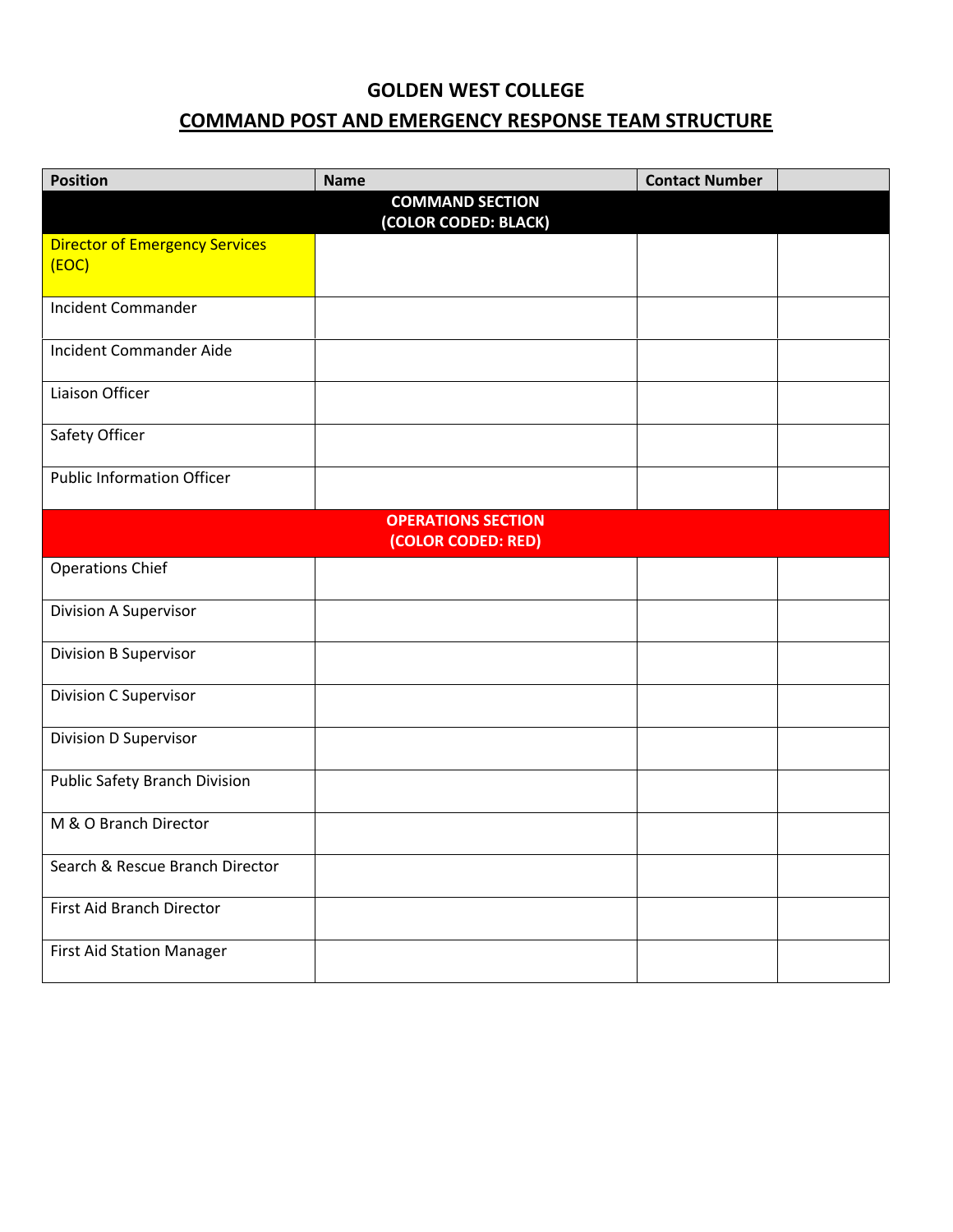# GOLDEN WEST COLLEGE

## COMMAND POST AND EMERGENCY RESPONSE TEAM STRUCTURE

| Position | Name | Contact Number | |
|---|---|---|---|
| **COMMAND SECTION (COLOR CODED: BLACK)** | | | |
| Director of Emergency Services (EOC) | | | |
| Incident Commander | | | |
| Incident Commander Aide | | | |
| Liaison Officer | | | |
| Safety Officer | | | |
| Public Information Officer | | | |
| **OPERATIONS SECTION (COLOR CODED: RED)** | | | |
| Operations Chief | | | |
| Division A Supervisor | | | |
| Division B Supervisor | | | |
| Division C Supervisor | | | |
| Division D Supervisor | | | |
| Public Safety Branch Division | | | |
| M & O Branch Director | | | |
| Search & Rescue Branch Director | | | |
| First Aid Branch Director | | | |
| First Aid Station Manager | | | |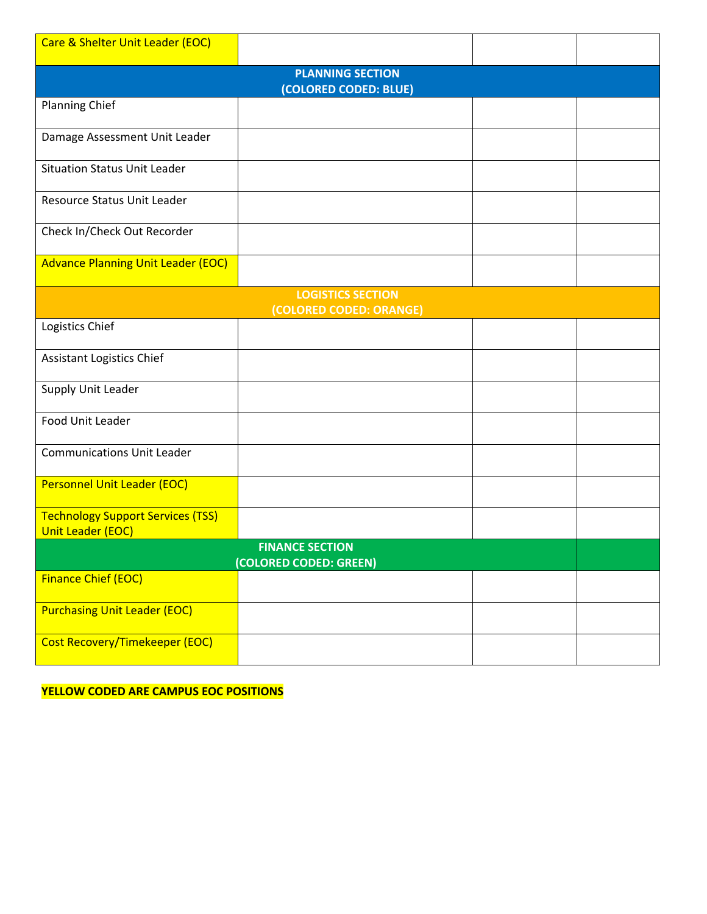| Care & Shelter Unit Leader (EOC) | | | |
|---|---|---|---|
| **PLANNING SECTION (COLORED CODED: BLUE)** | | | |
| Planning Chief | | | |
| Damage Assessment Unit Leader | | | |
| Situation Status Unit Leader | | | |
| Resource Status Unit Leader | | | |
| Check In/Check Out Recorder | | | |
| Advance Planning Unit Leader (EOC) | | | |
| **LOGISTICS SECTION (COLORED CODED: ORANGE)** | | | |
| Logistics Chief | | | |
| Assistant Logistics Chief | | | |
| Supply Unit Leader | | | |
| Food Unit Leader | | | |
| Communications Unit Leader | | | |
| Personnel Unit Leader (EOC) | | | |
| Technology Support Services (TSS) Unit Leader (EOC) | | | |
| **FINANCE SECTION (COLORED CODED: GREEN)** | | | |
| Finance Chief (EOC) | | | |
| Purchasing Unit Leader (EOC) | | | |
| Cost Recovery/Timekeeper (EOC) | | | |

**YELLOW CODED ARE CAMPUS EOC POSITIONS**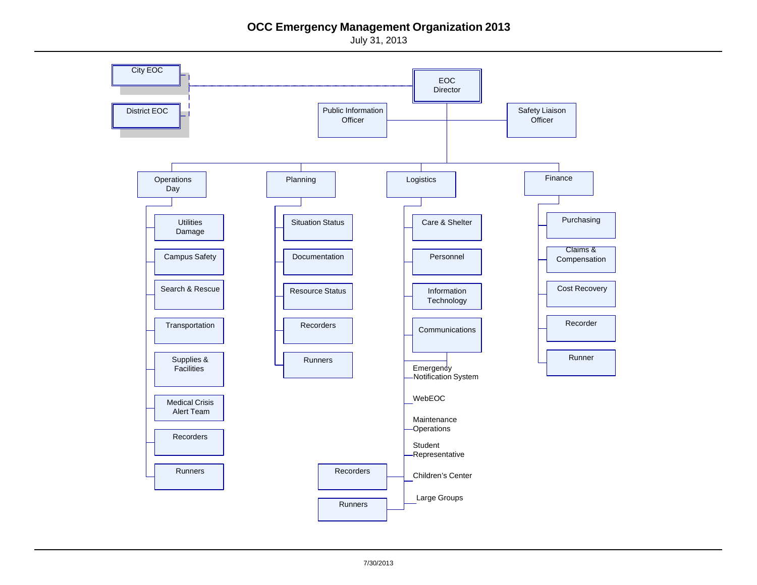# OCC Emergency Management Organization 2013

July 31, 2013

- City EOC
- District EOC
- EOC Director
  - Public Information Officer
  - Safety Liaison Officer
  - Operations Day
    - Utilities Damage
    - Campus Safety
    - Search & Rescue
    - Transportation
    - Supplies & Facilities
    - Medical Crisis Alert Team
    - Recorders
    - Runners
  - Planning
    - Situation Status
    - Documentation
    - Resource Status
    - Recorders
    - Runners
  - Logistics
    - Care & Shelter
    - Personnel
    - Information Technology
    - Communications
    - Emergency Notification System
    - WebEOC
    - Maintenance Operations
    - Student Representative
    - Children's Center
    - Large Groups
    - Recorders
    - Runners
  - Finance
    - Purchasing
    - Claims & Compensation
    - Cost Recovery
    - Recorder
    - Runner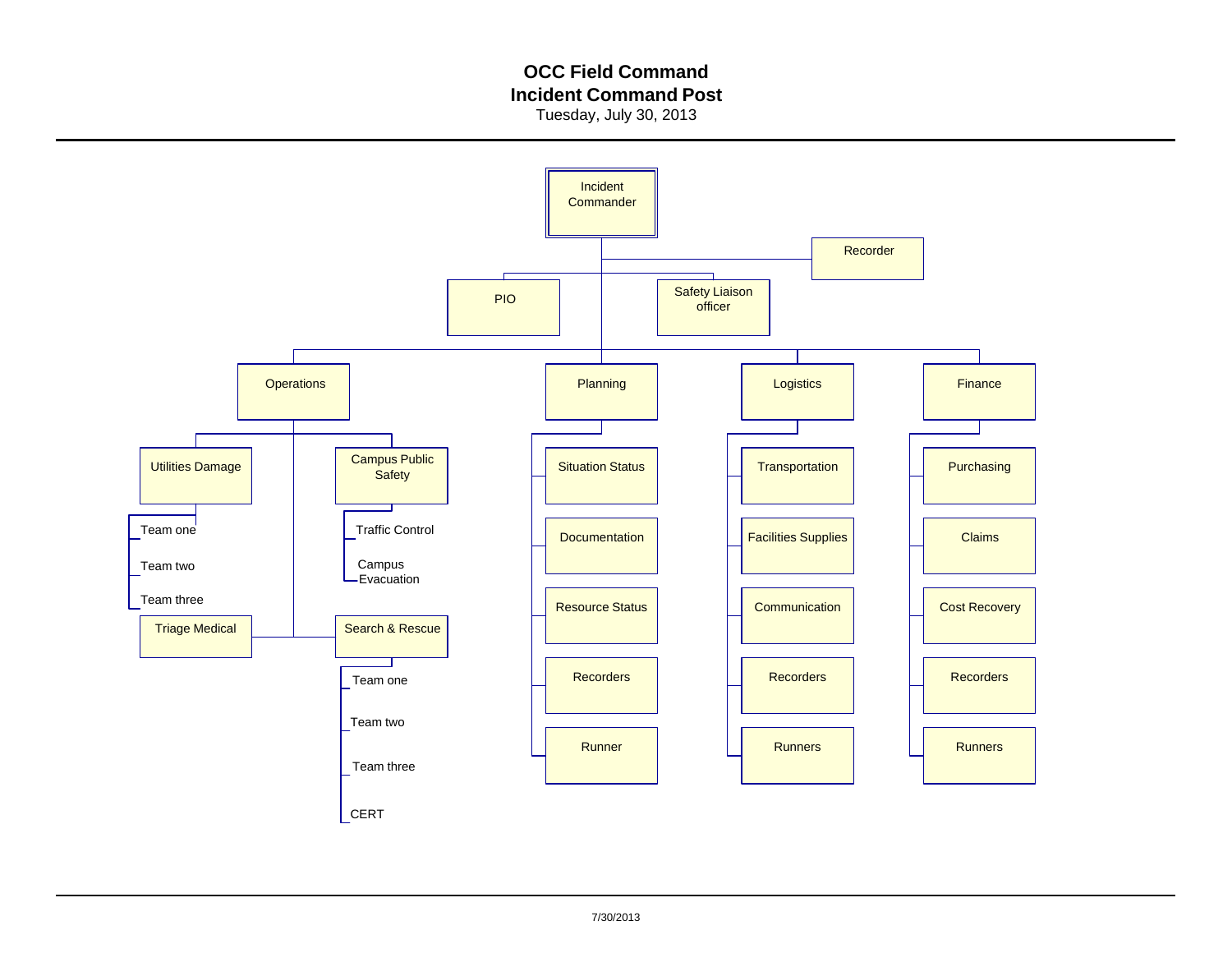# OCC Field Command
## Incident Command Post
Tuesday, July 30, 2013

- Incident Commander
  - Recorder
  - PIO
  - Safety Liaison officer
  - Operations
    - Utilities Damage
      - Team one
      - Team two
      - Team three
    - Campus Public Safety
      - Traffic Control
      - Campus Evacuation
    - Triage Medical
    - Search & Rescue
      - Team one
      - Team two
      - Team three
      - CERT
  - Planning
    - Situation Status
    - Documentation
    - Resource Status
    - Recorders
    - Runner
  - Logistics
    - Transportation
    - Facilities Supplies
    - Communication
    - Recorders
    - Runners
  - Finance
    - Purchasing
    - Claims
    - Cost Recovery
    - Recorders
    - Runners

7/30/2013